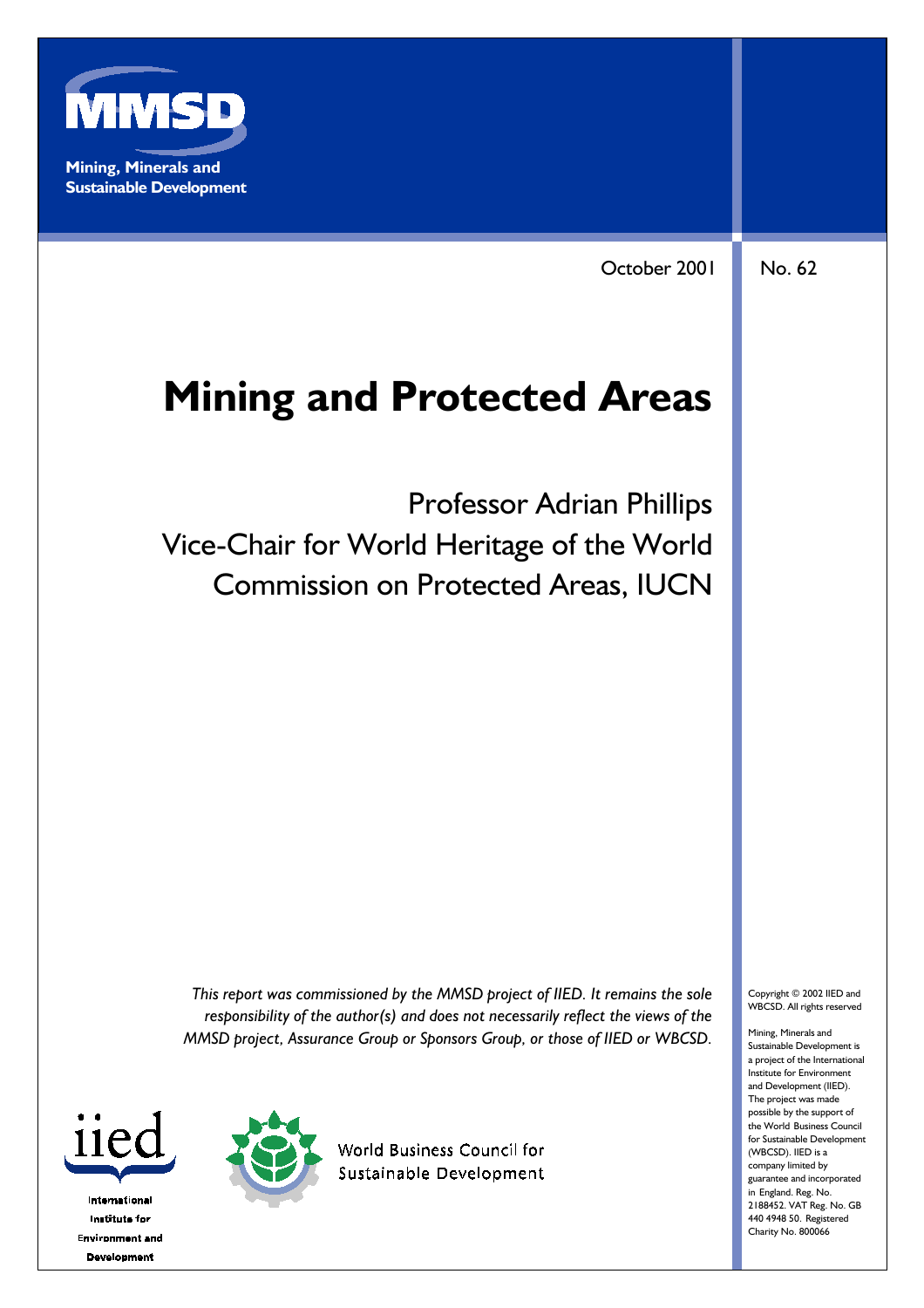**MMSD**

**Mining, Minerals and Sustainable Development**

October 2001

No. 62

# Mining and Protected Areas

Professor Adrian Phillips
Vice-Chair for World Heritage of the World Commission on Protected Areas, IUCN

*This report was commissioned by the MMSD project of IIED. It remains the sole responsibility of the author(s) and does not necessarily reflect the views of the MMSD project, Assurance Group or Sponsors Group, or those of IIED or WBCSD.*

Copyright © 2002 IIED and WBCSD. All rights reserved

Mining, Minerals and Sustainable Development is a project of the International Institute for Environment and Development (IIED). The project was made possible by the support of the World Business Council for Sustainable Development (WBCSD). IIED is a company limited by guarantee and incorporated in England. Reg. No. 2188452. VAT Reg. No. GB 440 4948 50. Registered Charity No. 800066

iied
International Institute for Environment and Development

World Business Council for Sustainable Development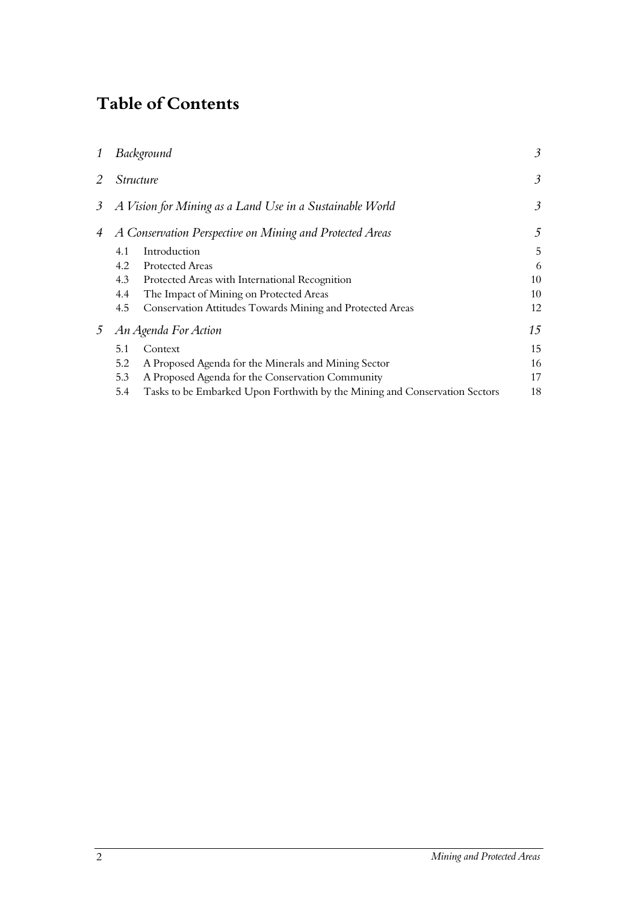# Table of Contents

| | | |
|---|---|---|
| *1* | *Background* | *3* |
| *2* | *Structure* | *3* |
| *3* | *A Vision for Mining as a Land Use in a Sustainable World* | *3* |
| *4* | *A Conservation Perspective on Mining and Protected Areas* | *5* |
| 4.1 | Introduction | 5 |
| 4.2 | Protected Areas | 6 |
| 4.3 | Protected Areas with International Recognition | 10 |
| 4.4 | The Impact of Mining on Protected Areas | 10 |
| 4.5 | Conservation Attitudes Towards Mining and Protected Areas | 12 |
| *5* | *An Agenda For Action* | *15* |
| 5.1 | Context | 15 |
| 5.2 | A Proposed Agenda for the Minerals and Mining Sector | 16 |
| 5.3 | A Proposed Agenda for the Conservation Community | 17 |
| 5.4 | Tasks to be Embarked Upon Forthwith by the Mining and Conservation Sectors | 18 |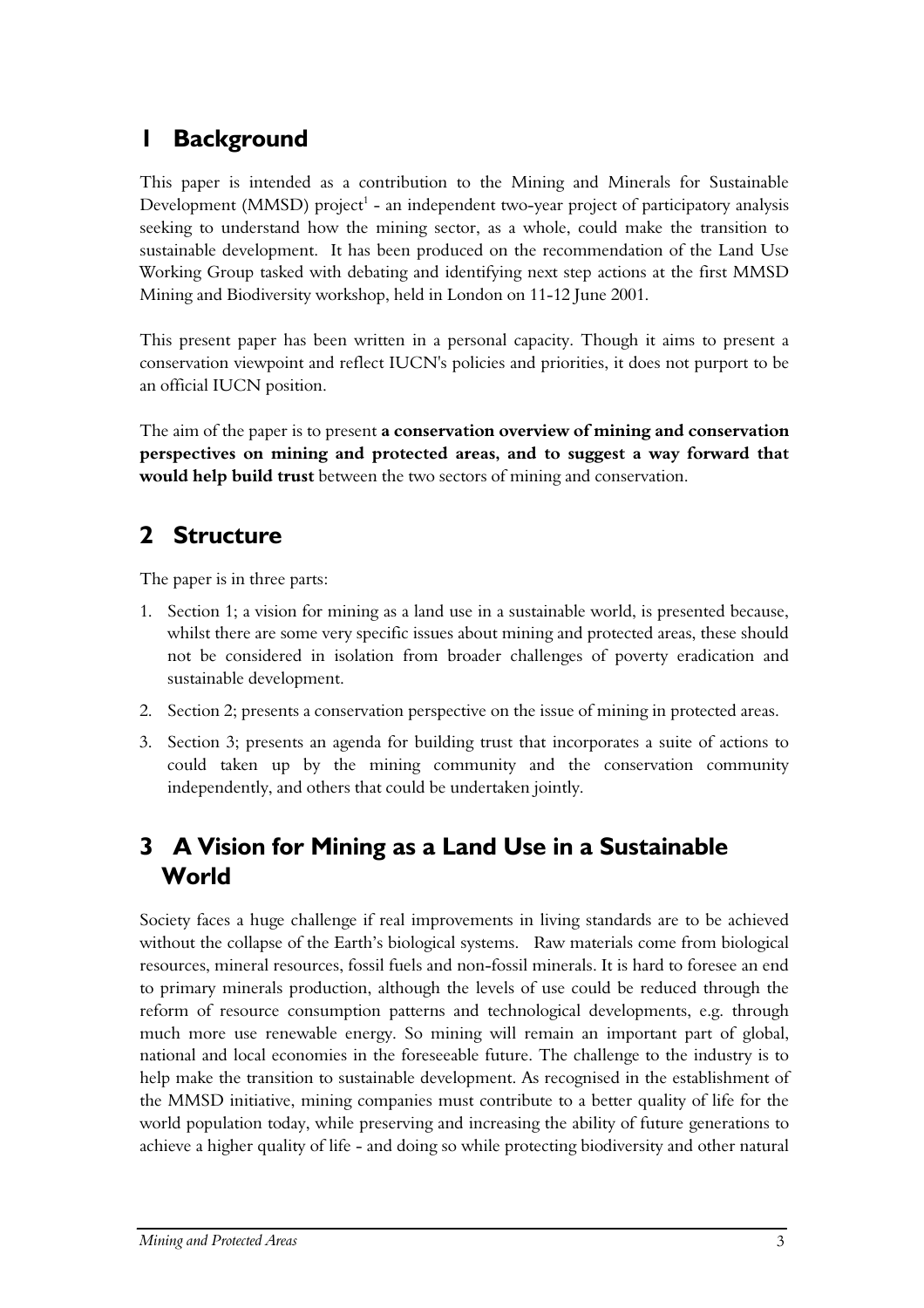## 1 Background

This paper is intended as a contribution to the Mining and Minerals for Sustainable Development (MMSD) project[1] - an independent two-year project of participatory analysis seeking to understand how the mining sector, as a whole, could make the transition to sustainable development. It has been produced on the recommendation of the Land Use Working Group tasked with debating and identifying next step actions at the first MMSD Mining and Biodiversity workshop, held in London on 11-12 June 2001.

This present paper has been written in a personal capacity. Though it aims to present a conservation viewpoint and reflect IUCN's policies and priorities, it does not purport to be an official IUCN position.

The aim of the paper is to present **a conservation overview of mining and conservation perspectives on mining and protected areas, and to suggest a way forward that would help build trust** between the two sectors of mining and conservation.

## 2 Structure

The paper is in three parts:

1. Section 1; a vision for mining as a land use in a sustainable world, is presented because, whilst there are some very specific issues about mining and protected areas, these should not be considered in isolation from broader challenges of poverty eradication and sustainable development.
2. Section 2; presents a conservation perspective on the issue of mining in protected areas.
3. Section 3; presents an agenda for building trust that incorporates a suite of actions to could taken up by the mining community and the conservation community independently, and others that could be undertaken jointly.

## 3 A Vision for Mining as a Land Use in a Sustainable World

Society faces a huge challenge if real improvements in living standards are to be achieved without the collapse of the Earth's biological systems. Raw materials come from biological resources, mineral resources, fossil fuels and non-fossil minerals. It is hard to foresee an end to primary minerals production, although the levels of use could be reduced through the reform of resource consumption patterns and technological developments, e.g. through much more use renewable energy. So mining will remain an important part of global, national and local economies in the foreseeable future. The challenge to the industry is to help make the transition to sustainable development. As recognised in the establishment of the MMSD initiative, mining companies must contribute to a better quality of life for the world population today, while preserving and increasing the ability of future generations to achieve a higher quality of life - and doing so while protecting biodiversity and other natural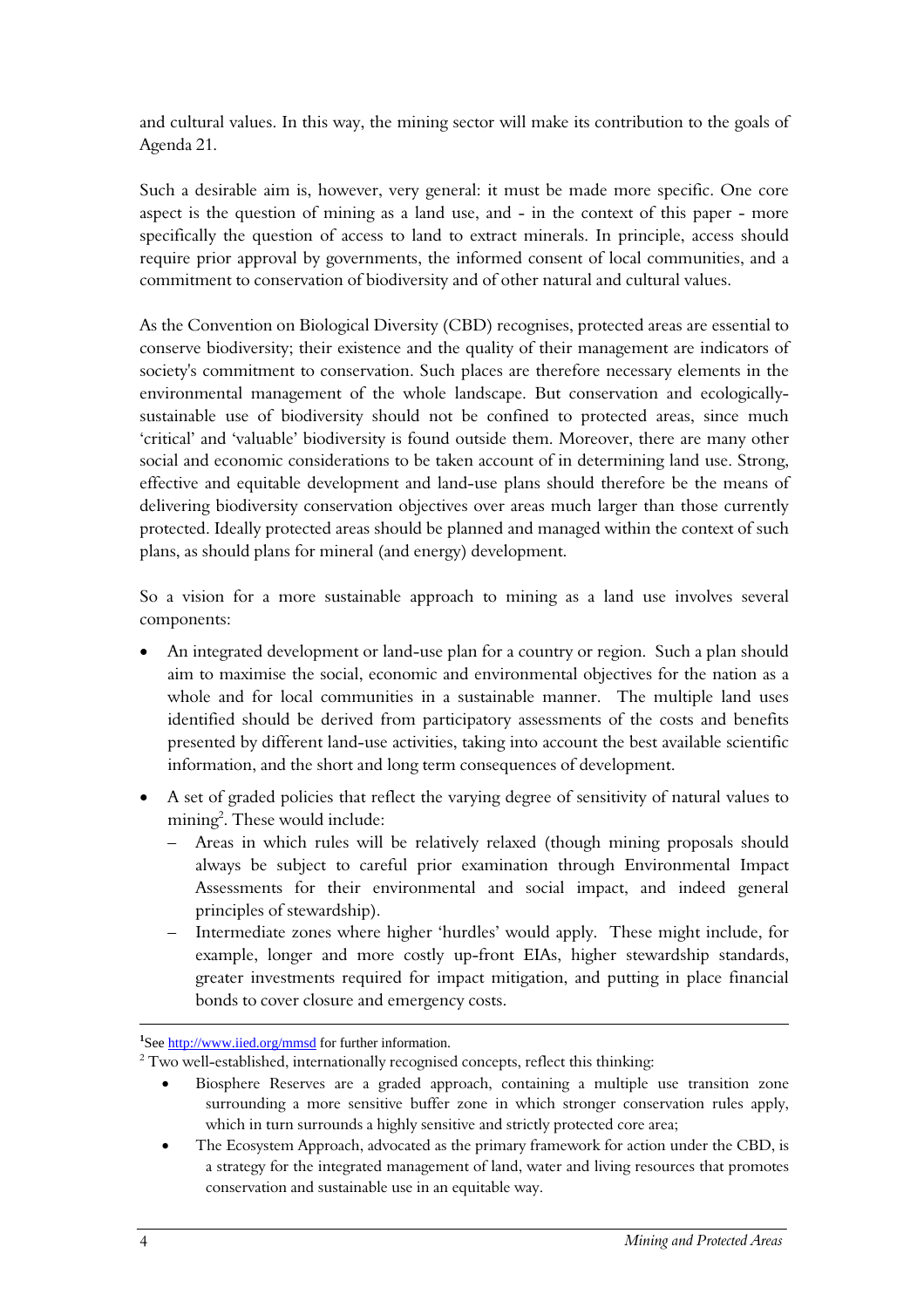and cultural values. In this way, the mining sector will make its contribution to the goals of Agenda 21.

Such a desirable aim is, however, very general: it must be made more specific. One core aspect is the question of mining as a land use, and - in the context of this paper - more specifically the question of access to land to extract minerals. In principle, access should require prior approval by governments, the informed consent of local communities, and a commitment to conservation of biodiversity and of other natural and cultural values.

As the Convention on Biological Diversity (CBD) recognises, protected areas are essential to conserve biodiversity; their existence and the quality of their management are indicators of society's commitment to conservation. Such places are therefore necessary elements in the environmental management of the whole landscape. But conservation and ecologically-sustainable use of biodiversity should not be confined to protected areas, since much 'critical' and 'valuable' biodiversity is found outside them. Moreover, there are many other social and economic considerations to be taken account of in determining land use. Strong, effective and equitable development and land-use plans should therefore be the means of delivering biodiversity conservation objectives over areas much larger than those currently protected. Ideally protected areas should be planned and managed within the context of such plans, as should plans for mineral (and energy) development.

So a vision for a more sustainable approach to mining as a land use involves several components:

- An integrated development or land-use plan for a country or region. Such a plan should aim to maximise the social, economic and environmental objectives for the nation as a whole and for local communities in a sustainable manner. The multiple land uses identified should be derived from participatory assessments of the costs and benefits presented by different land-use activities, taking into account the best available scientific information, and the short and long term consequences of development.
- A set of graded policies that reflect the varying degree of sensitivity of natural values to mining[2]. These would include:
  - Areas in which rules will be relatively relaxed (though mining proposals should always be subject to careful prior examination through Environmental Impact Assessments for their environmental and social impact, and indeed general principles of stewardship).
  - Intermediate zones where higher 'hurdles' would apply. These might include, for example, longer and more costly up-front EIAs, higher stewardship standards, greater investments required for impact mitigation, and putting in place financial bonds to cover closure and emergency costs.

---

[1] See http://www.iied.org/mmsd for further information.

[2] Two well-established, internationally recognised concepts, reflect this thinking:

- Biosphere Reserves are a graded approach, containing a multiple use transition zone surrounding a more sensitive buffer zone in which stronger conservation rules apply, which in turn surrounds a highly sensitive and strictly protected core area;
- The Ecosystem Approach, advocated as the primary framework for action under the CBD, is a strategy for the integrated management of land, water and living resources that promotes conservation and sustainable use in an equitable way.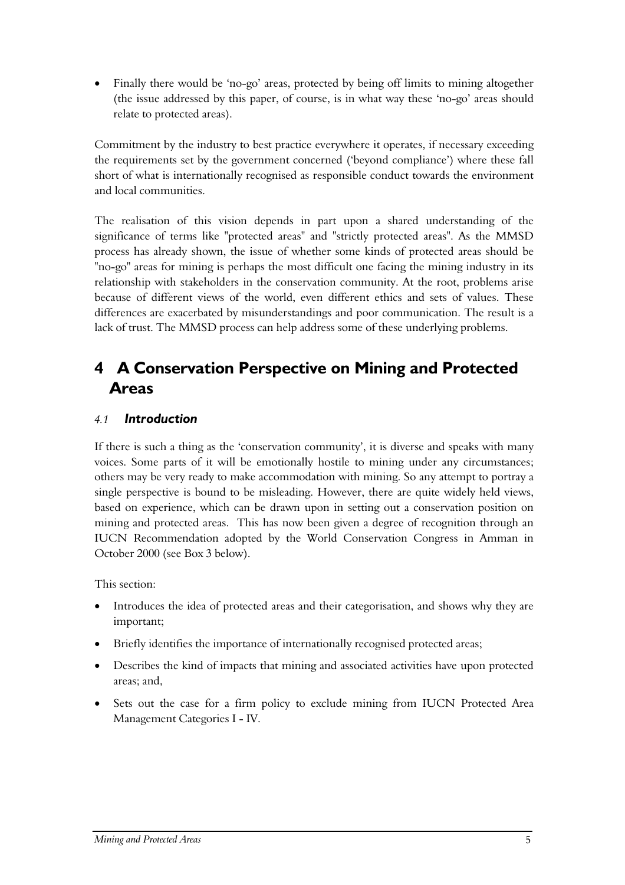- Finally there would be 'no-go' areas, protected by being off limits to mining altogether (the issue addressed by this paper, of course, is in what way these 'no-go' areas should relate to protected areas).

Commitment by the industry to best practice everywhere it operates, if necessary exceeding the requirements set by the government concerned ('beyond compliance') where these fall short of what is internationally recognised as responsible conduct towards the environment and local communities.

The realisation of this vision depends in part upon a shared understanding of the significance of terms like "protected areas" and "strictly protected areas". As the MMSD process has already shown, the issue of whether some kinds of protected areas should be "no-go" areas for mining is perhaps the most difficult one facing the mining industry in its relationship with stakeholders in the conservation community. At the root, problems arise because of different views of the world, even different ethics and sets of values. These differences are exacerbated by misunderstandings and poor communication. The result is a lack of trust. The MMSD process can help address some of these underlying problems.

# 4 A Conservation Perspective on Mining and Protected Areas

## 4.1 *Introduction*

If there is such a thing as the 'conservation community', it is diverse and speaks with many voices. Some parts of it will be emotionally hostile to mining under any circumstances; others may be very ready to make accommodation with mining. So any attempt to portray a single perspective is bound to be misleading. However, there are quite widely held views, based on experience, which can be drawn upon in setting out a conservation position on mining and protected areas. This has now been given a degree of recognition through an IUCN Recommendation adopted by the World Conservation Congress in Amman in October 2000 (see Box 3 below).

This section:

- Introduces the idea of protected areas and their categorisation, and shows why they are important;
- Briefly identifies the importance of internationally recognised protected areas;
- Describes the kind of impacts that mining and associated activities have upon protected areas; and,
- Sets out the case for a firm policy to exclude mining from IUCN Protected Area Management Categories I - IV.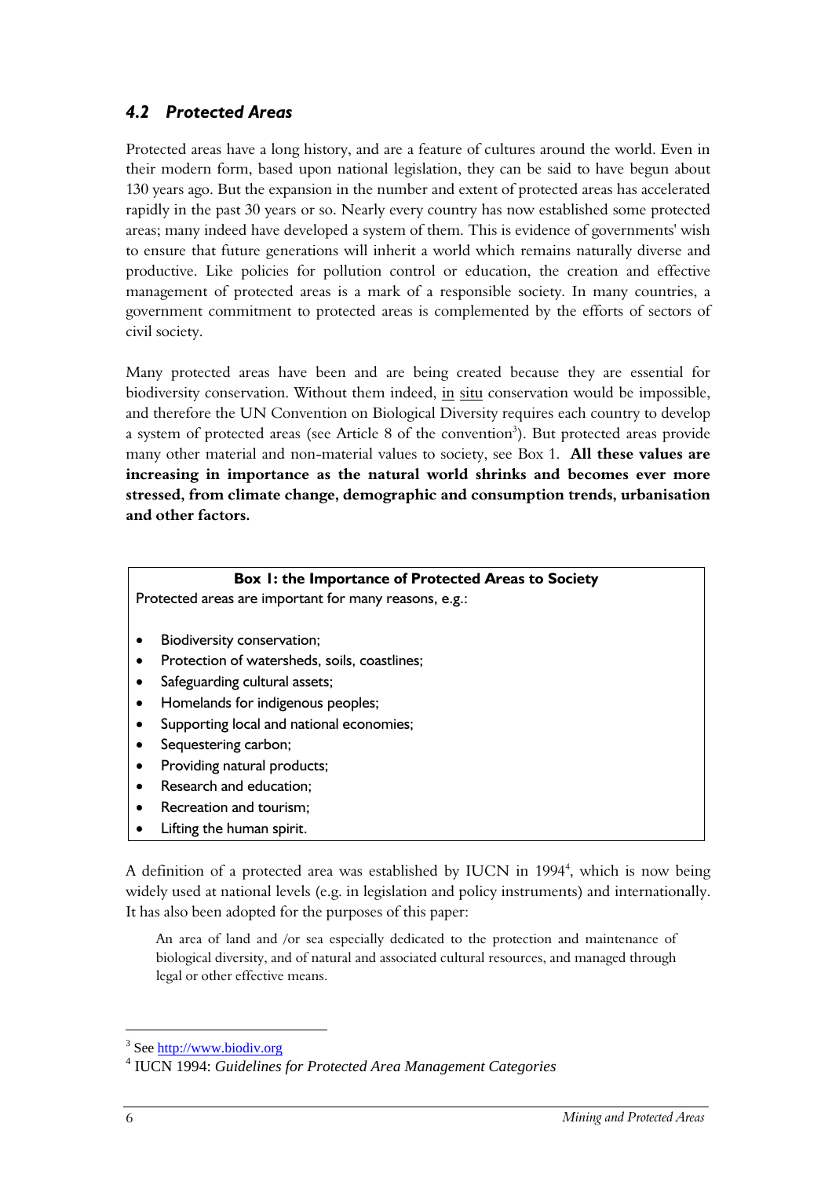## *4.2 Protected Areas*

Protected areas have a long history, and are a feature of cultures around the world. Even in their modern form, based upon national legislation, they can be said to have begun about 130 years ago. But the expansion in the number and extent of protected areas has accelerated rapidly in the past 30 years or so. Nearly every country has now established some protected areas; many indeed have developed a system of them. This is evidence of governments' wish to ensure that future generations will inherit a world which remains naturally diverse and productive. Like policies for pollution control or education, the creation and effective management of protected areas is a mark of a responsible society. In many countries, a government commitment to protected areas is complemented by the efforts of sectors of civil society.

Many protected areas have been and are being created because they are essential for biodiversity conservation. Without them indeed, in situ conservation would be impossible, and therefore the UN Convention on Biological Diversity requires each country to develop a system of protected areas (see Article 8 of the convention[3]). But protected areas provide many other material and non-material values to society, see Box 1. **All these values are increasing in importance as the natural world shrinks and becomes ever more stressed, from climate change, demographic and consumption trends, urbanisation and other factors.**

**Box 1: the Importance of Protected Areas to Society**

Protected areas are important for many reasons, e.g.:

- Biodiversity conservation;
- Protection of watersheds, soils, coastlines;
- Safeguarding cultural assets;
- Homelands for indigenous peoples;
- Supporting local and national economies;
- Sequestering carbon;
- Providing natural products;
- Research and education;
- Recreation and tourism;
- Lifting the human spirit.

A definition of a protected area was established by IUCN in 1994[4], which is now being widely used at national levels (e.g. in legislation and policy instruments) and internationally. It has also been adopted for the purposes of this paper:

> An area of land and /or sea especially dedicated to the protection and maintenance of biological diversity, and of natural and associated cultural resources, and managed through legal or other effective means.

---

[3] See http://www.biodiv.org

[4] IUCN 1994: *Guidelines for Protected Area Management Categories*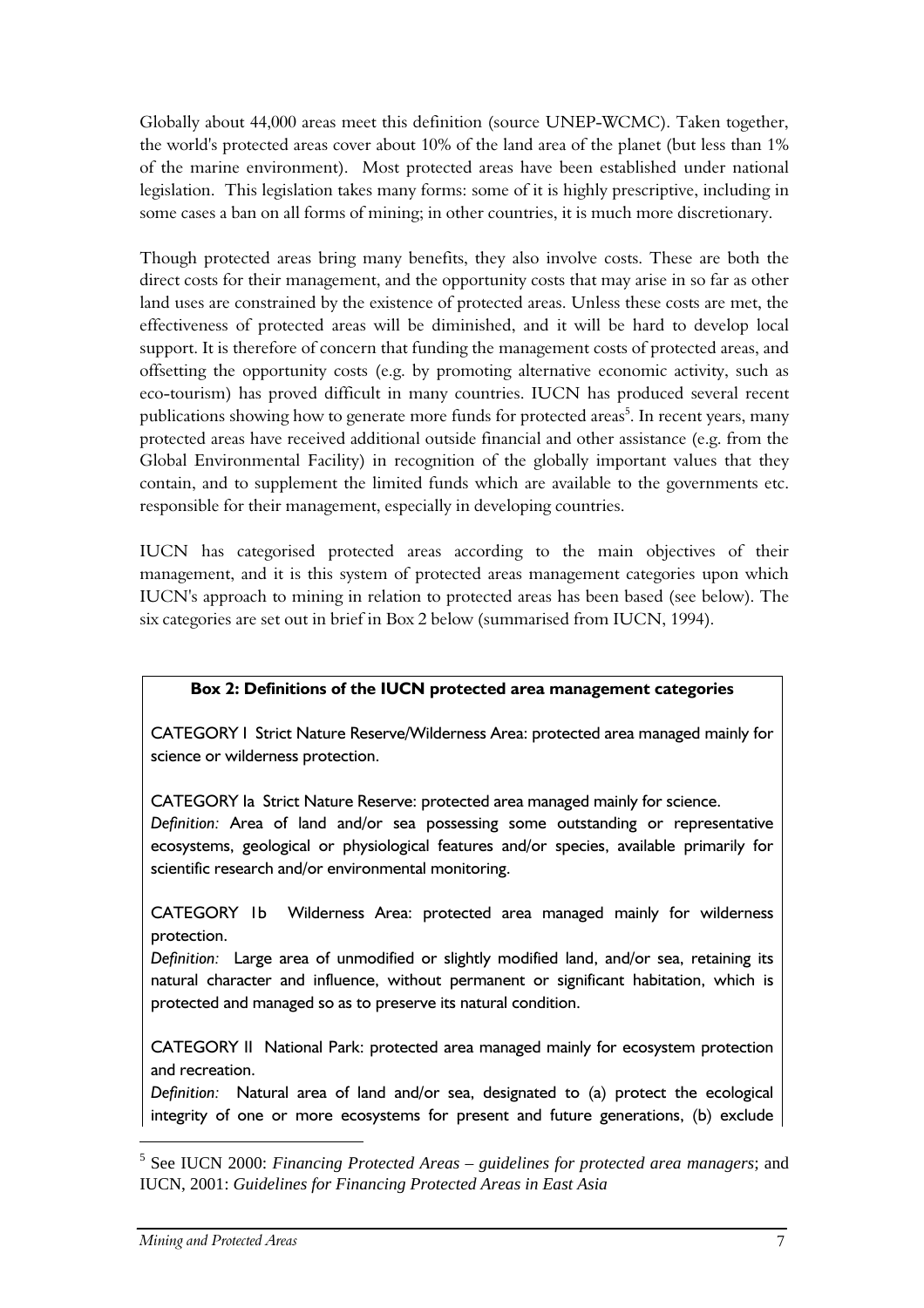Globally about 44,000 areas meet this definition (source UNEP-WCMC). Taken together, the world's protected areas cover about 10% of the land area of the planet (but less than 1% of the marine environment). Most protected areas have been established under national legislation. This legislation takes many forms: some of it is highly prescriptive, including in some cases a ban on all forms of mining; in other countries, it is much more discretionary.

Though protected areas bring many benefits, they also involve costs. These are both the direct costs for their management, and the opportunity costs that may arise in so far as other land uses are constrained by the existence of protected areas. Unless these costs are met, the effectiveness of protected areas will be diminished, and it will be hard to develop local support. It is therefore of concern that funding the management costs of protected areas, and offsetting the opportunity costs (e.g. by promoting alternative economic activity, such as eco-tourism) has proved difficult in many countries. IUCN has produced several recent publications showing how to generate more funds for protected areas[5]. In recent years, many protected areas have received additional outside financial and other assistance (e.g. from the Global Environmental Facility) in recognition of the globally important values that they contain, and to supplement the limited funds which are available to the governments etc. responsible for their management, especially in developing countries.

IUCN has categorised protected areas according to the main objectives of their management, and it is this system of protected areas management categories upon which IUCN's approach to mining in relation to protected areas has been based (see below). The six categories are set out in brief in Box 2 below (summarised from IUCN, 1994).

**Box 2: Definitions of the IUCN protected area management categories**

CATEGORY I Strict Nature Reserve/Wilderness Area: protected area managed mainly for science or wilderness protection.

CATEGORY Ia Strict Nature Reserve: protected area managed mainly for science.
*Definition:* Area of land and/or sea possessing some outstanding or representative ecosystems, geological or physiological features and/or species, available primarily for scientific research and/or environmental monitoring.

CATEGORY Ib Wilderness Area: protected area managed mainly for wilderness protection.
*Definition:* Large area of unmodified or slightly modified land, and/or sea, retaining its natural character and influence, without permanent or significant habitation, which is protected and managed so as to preserve its natural condition.

CATEGORY II National Park: protected area managed mainly for ecosystem protection and recreation.
*Definition:* Natural area of land and/or sea, designated to (a) protect the ecological integrity of one or more ecosystems for present and future generations, (b) exclude

[5] See IUCN 2000: *Financing Protected Areas – guidelines for protected area managers*; and IUCN, 2001: *Guidelines for Financing Protected Areas in East Asia*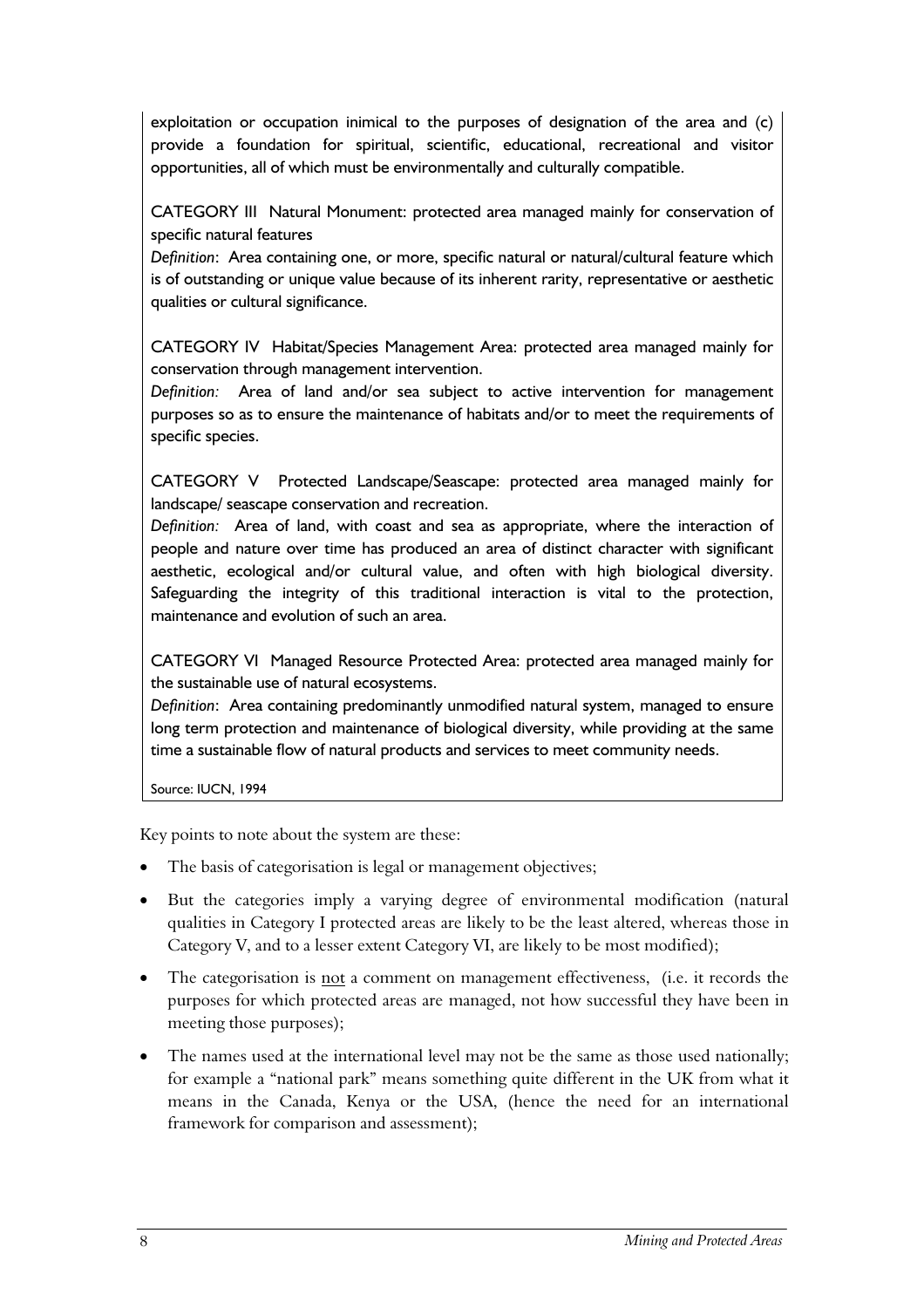exploitation or occupation inimical to the purposes of designation of the area and (c) provide a foundation for spiritual, scientific, educational, recreational and visitor opportunities, all of which must be environmentally and culturally compatible.

CATEGORY III Natural Monument: protected area managed mainly for conservation of specific natural features

*Definition*: Area containing one, or more, specific natural or natural/cultural feature which is of outstanding or unique value because of its inherent rarity, representative or aesthetic qualities or cultural significance.

CATEGORY IV Habitat/Species Management Area: protected area managed mainly for conservation through management intervention.

*Definition:* Area of land and/or sea subject to active intervention for management purposes so as to ensure the maintenance of habitats and/or to meet the requirements of specific species.

CATEGORY V Protected Landscape/Seascape: protected area managed mainly for landscape/ seascape conservation and recreation.

*Definition:* Area of land, with coast and sea as appropriate, where the interaction of people and nature over time has produced an area of distinct character with significant aesthetic, ecological and/or cultural value, and often with high biological diversity. Safeguarding the integrity of this traditional interaction is vital to the protection, maintenance and evolution of such an area.

CATEGORY VI Managed Resource Protected Area: protected area managed mainly for the sustainable use of natural ecosystems.

*Definition*: Area containing predominantly unmodified natural system, managed to ensure long term protection and maintenance of biological diversity, while providing at the same time a sustainable flow of natural products and services to meet community needs.

Source: IUCN, 1994

Key points to note about the system are these:

- The basis of categorisation is legal or management objectives;
- But the categories imply a varying degree of environmental modification (natural qualities in Category I protected areas are likely to be the least altered, whereas those in Category V, and to a lesser extent Category VI, are likely to be most modified);
- The categorisation is not a comment on management effectiveness, (i.e. it records the purposes for which protected areas are managed, not how successful they have been in meeting those purposes);
- The names used at the international level may not be the same as those used nationally; for example a "national park" means something quite different in the UK from what it means in the Canada, Kenya or the USA, (hence the need for an international framework for comparison and assessment);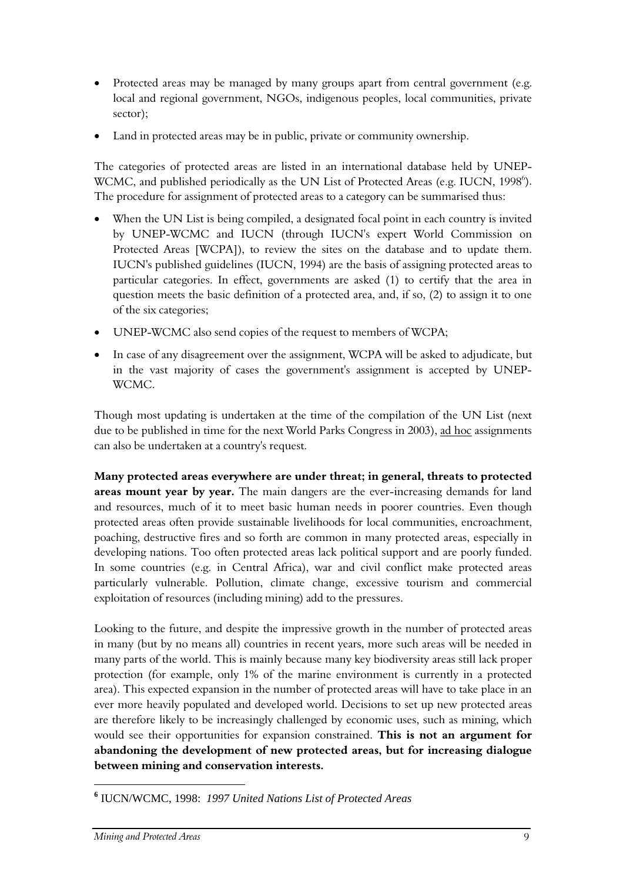- Protected areas may be managed by many groups apart from central government (e.g. local and regional government, NGOs, indigenous peoples, local communities, private sector);
- Land in protected areas may be in public, private or community ownership.

The categories of protected areas are listed in an international database held by UNEP-WCMC, and published periodically as the UN List of Protected Areas (e.g. IUCN, 1998[6]). The procedure for assignment of protected areas to a category can be summarised thus:

- When the UN List is being compiled, a designated focal point in each country is invited by UNEP-WCMC and IUCN (through IUCN's expert World Commission on Protected Areas [WCPA]), to review the sites on the database and to update them. IUCN's published guidelines (IUCN, 1994) are the basis of assigning protected areas to particular categories. In effect, governments are asked (1) to certify that the area in question meets the basic definition of a protected area, and, if so, (2) to assign it to one of the six categories;
- UNEP-WCMC also send copies of the request to members of WCPA;
- In case of any disagreement over the assignment, WCPA will be asked to adjudicate, but in the vast majority of cases the government's assignment is accepted by UNEP-WCMC.

Though most updating is undertaken at the time of the compilation of the UN List (next due to be published in time for the next World Parks Congress in 2003), ad hoc assignments can also be undertaken at a country's request.

**Many protected areas everywhere are under threat; in general, threats to protected areas mount year by year.** The main dangers are the ever-increasing demands for land and resources, much of it to meet basic human needs in poorer countries. Even though protected areas often provide sustainable livelihoods for local communities, encroachment, poaching, destructive fires and so forth are common in many protected areas, especially in developing nations. Too often protected areas lack political support and are poorly funded. In some countries (e.g. in Central Africa), war and civil conflict make protected areas particularly vulnerable. Pollution, climate change, excessive tourism and commercial exploitation of resources (including mining) add to the pressures.

Looking to the future, and despite the impressive growth in the number of protected areas in many (but by no means all) countries in recent years, more such areas will be needed in many parts of the world. This is mainly because many key biodiversity areas still lack proper protection (for example, only 1% of the marine environment is currently in a protected area). This expected expansion in the number of protected areas will have to take place in an ever more heavily populated and developed world. Decisions to set up new protected areas are therefore likely to be increasingly challenged by economic uses, such as mining, which would see their opportunities for expansion constrained. **This is not an argument for abandoning the development of new protected areas, but for increasing dialogue between mining and conservation interests.**

[6] IUCN/WCMC, 1998: *1997 United Nations List of Protected Areas*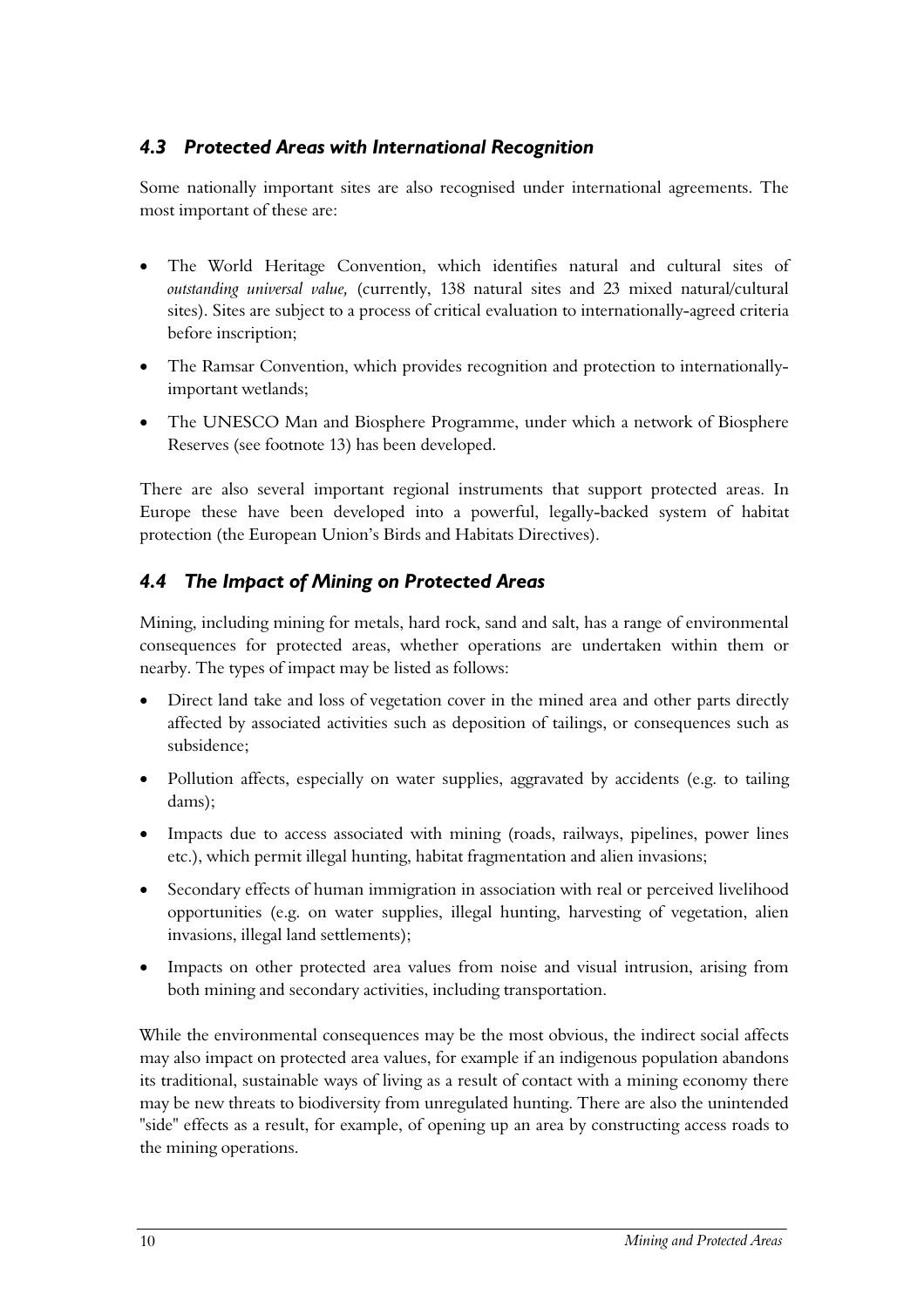## *4.3 Protected Areas with International Recognition*

Some nationally important sites are also recognised under international agreements. The most important of these are:

- The World Heritage Convention, which identifies natural and cultural sites of *outstanding universal value,* (currently, 138 natural sites and 23 mixed natural/cultural sites). Sites are subject to a process of critical evaluation to internationally-agreed criteria before inscription;
- The Ramsar Convention, which provides recognition and protection to internationally-important wetlands;
- The UNESCO Man and Biosphere Programme, under which a network of Biosphere Reserves (see footnote 13) has been developed.

There are also several important regional instruments that support protected areas. In Europe these have been developed into a powerful, legally-backed system of habitat protection (the European Union's Birds and Habitats Directives).

## *4.4 The Impact of Mining on Protected Areas*

Mining, including mining for metals, hard rock, sand and salt, has a range of environmental consequences for protected areas, whether operations are undertaken within them or nearby. The types of impact may be listed as follows:

- Direct land take and loss of vegetation cover in the mined area and other parts directly affected by associated activities such as deposition of tailings, or consequences such as subsidence;
- Pollution affects, especially on water supplies, aggravated by accidents (e.g. to tailing dams);
- Impacts due to access associated with mining (roads, railways, pipelines, power lines etc.), which permit illegal hunting, habitat fragmentation and alien invasions;
- Secondary effects of human immigration in association with real or perceived livelihood opportunities (e.g. on water supplies, illegal hunting, harvesting of vegetation, alien invasions, illegal land settlements);
- Impacts on other protected area values from noise and visual intrusion, arising from both mining and secondary activities, including transportation.

While the environmental consequences may be the most obvious, the indirect social affects may also impact on protected area values, for example if an indigenous population abandons its traditional, sustainable ways of living as a result of contact with a mining economy there may be new threats to biodiversity from unregulated hunting. There are also the unintended "side" effects as a result, for example, of opening up an area by constructing access roads to the mining operations.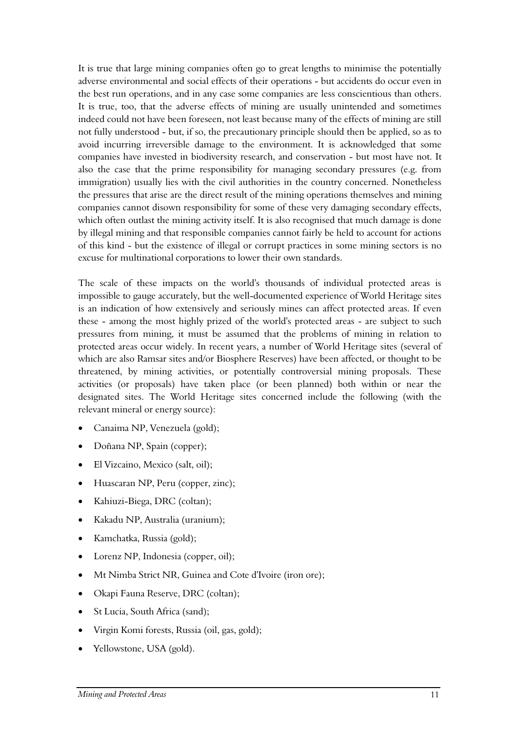It is true that large mining companies often go to great lengths to minimise the potentially adverse environmental and social effects of their operations - but accidents do occur even in the best run operations, and in any case some companies are less conscientious than others. It is true, too, that the adverse effects of mining are usually unintended and sometimes indeed could not have been foreseen, not least because many of the effects of mining are still not fully understood - but, if so, the precautionary principle should then be applied, so as to avoid incurring irreversible damage to the environment. It is acknowledged that some companies have invested in biodiversity research, and conservation - but most have not. It also the case that the prime responsibility for managing secondary pressures (e.g. from immigration) usually lies with the civil authorities in the country concerned. Nonetheless the pressures that arise are the direct result of the mining operations themselves and mining companies cannot disown responsibility for some of these very damaging secondary effects, which often outlast the mining activity itself. It is also recognised that much damage is done by illegal mining and that responsible companies cannot fairly be held to account for actions of this kind - but the existence of illegal or corrupt practices in some mining sectors is no excuse for multinational corporations to lower their own standards.

The scale of these impacts on the world's thousands of individual protected areas is impossible to gauge accurately, but the well-documented experience of World Heritage sites is an indication of how extensively and seriously mines can affect protected areas. If even these - among the most highly prized of the world's protected areas - are subject to such pressures from mining, it must be assumed that the problems of mining in relation to protected areas occur widely. In recent years, a number of World Heritage sites (several of which are also Ramsar sites and/or Biosphere Reserves) have been affected, or thought to be threatened, by mining activities, or potentially controversial mining proposals. These activities (or proposals) have taken place (or been planned) both within or near the designated sites. The World Heritage sites concerned include the following (with the relevant mineral or energy source):

- Canaima NP, Venezuela (gold);
- Doñana NP, Spain (copper);
- El Vizcaino, Mexico (salt, oil);
- Huascaran NP, Peru (copper, zinc);
- Kahiuzi-Biega, DRC (coltan);
- Kakadu NP, Australia (uranium);
- Kamchatka, Russia (gold);
- Lorenz NP, Indonesia (copper, oil);
- Mt Nimba Strict NR, Guinea and Cote d'Ivoire (iron ore);
- Okapi Fauna Reserve, DRC (coltan);
- St Lucia, South Africa (sand);
- Virgin Komi forests, Russia (oil, gas, gold);
- Yellowstone, USA (gold).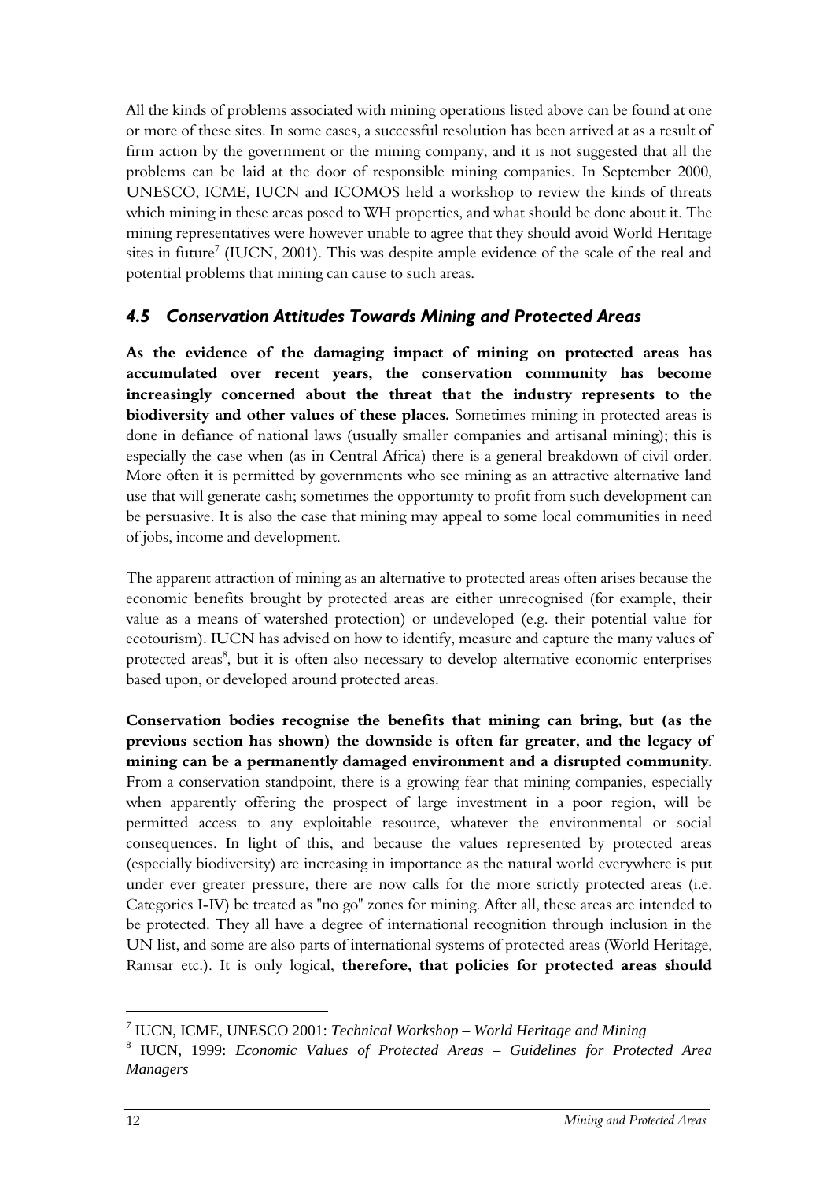All the kinds of problems associated with mining operations listed above can be found at one or more of these sites. In some cases, a successful resolution has been arrived at as a result of firm action by the government or the mining company, and it is not suggested that all the problems can be laid at the door of responsible mining companies. In September 2000, UNESCO, ICME, IUCN and ICOMOS held a workshop to review the kinds of threats which mining in these areas posed to WH properties, and what should be done about it. The mining representatives were however unable to agree that they should avoid World Heritage sites in future[7] (IUCN, 2001). This was despite ample evidence of the scale of the real and potential problems that mining can cause to such areas.

## *4.5 Conservation Attitudes Towards Mining and Protected Areas*

**As the evidence of the damaging impact of mining on protected areas has accumulated over recent years, the conservation community has become increasingly concerned about the threat that the industry represents to the biodiversity and other values of these places.** Sometimes mining in protected areas is done in defiance of national laws (usually smaller companies and artisanal mining); this is especially the case when (as in Central Africa) there is a general breakdown of civil order. More often it is permitted by governments who see mining as an attractive alternative land use that will generate cash; sometimes the opportunity to profit from such development can be persuasive. It is also the case that mining may appeal to some local communities in need of jobs, income and development.

The apparent attraction of mining as an alternative to protected areas often arises because the economic benefits brought by protected areas are either unrecognised (for example, their value as a means of watershed protection) or undeveloped (e.g. their potential value for ecotourism). IUCN has advised on how to identify, measure and capture the many values of protected areas[8], but it is often also necessary to develop alternative economic enterprises based upon, or developed around protected areas.

**Conservation bodies recognise the benefits that mining can bring, but (as the previous section has shown) the downside is often far greater, and the legacy of mining can be a permanently damaged environment and a disrupted community.** From a conservation standpoint, there is a growing fear that mining companies, especially when apparently offering the prospect of large investment in a poor region, will be permitted access to any exploitable resource, whatever the environmental or social consequences. In light of this, and because the values represented by protected areas (especially biodiversity) are increasing in importance as the natural world everywhere is put under ever greater pressure, there are now calls for the more strictly protected areas (i.e. Categories I-IV) be treated as "no go" zones for mining. After all, these areas are intended to be protected. They all have a degree of international recognition through inclusion in the UN list, and some are also parts of international systems of protected areas (World Heritage, Ramsar etc.). It is only logical, **therefore, that policies for protected areas should**

---

[7] IUCN, ICME, UNESCO 2001: *Technical Workshop – World Heritage and Mining*

[8] IUCN, 1999: *Economic Values of Protected Areas – Guidelines for Protected Area Managers*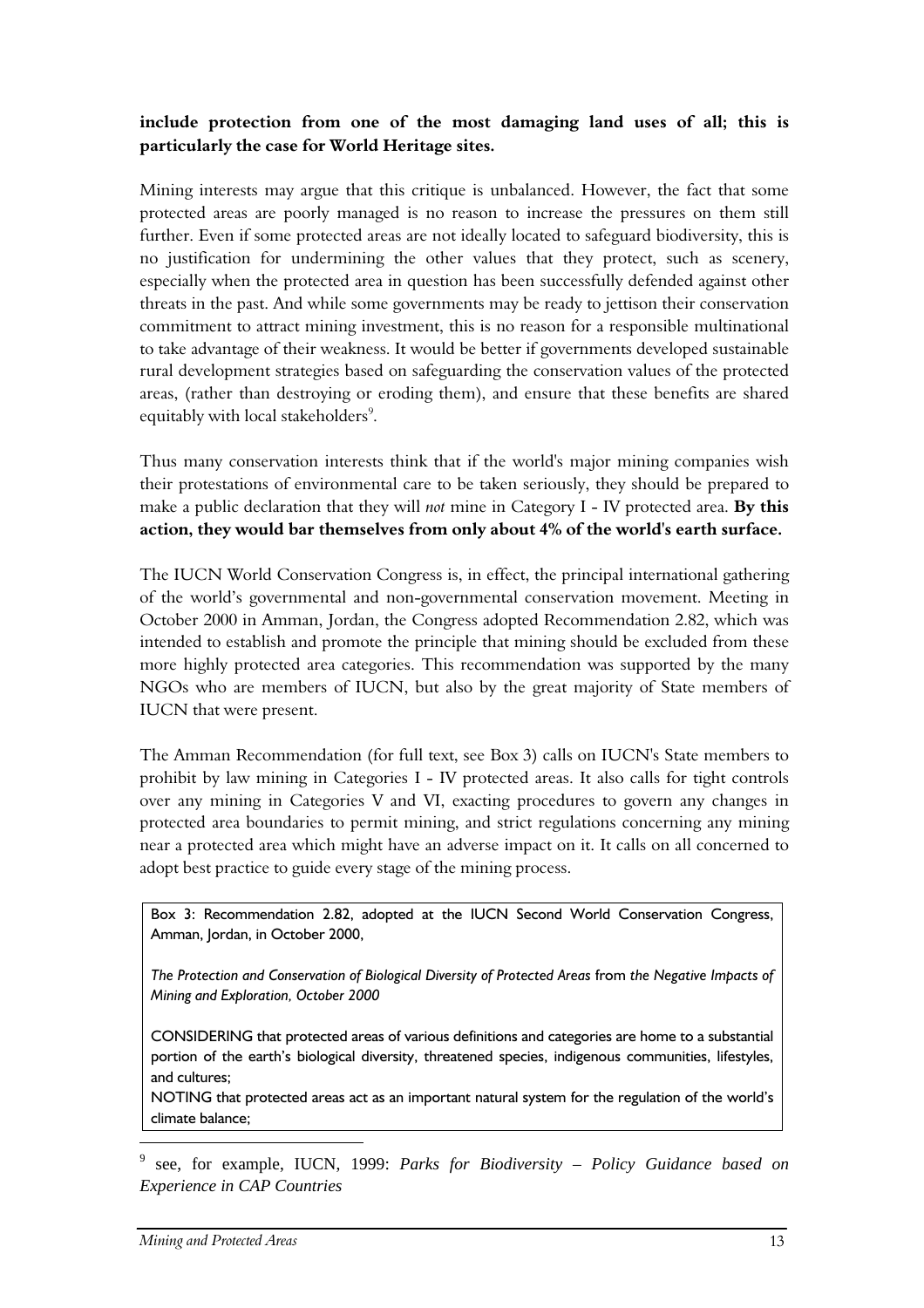**include protection from one of the most damaging land uses of all; this is particularly the case for World Heritage sites.**

Mining interests may argue that this critique is unbalanced. However, the fact that some protected areas are poorly managed is no reason to increase the pressures on them still further. Even if some protected areas are not ideally located to safeguard biodiversity, this is no justification for undermining the other values that they protect, such as scenery, especially when the protected area in question has been successfully defended against other threats in the past. And while some governments may be ready to jettison their conservation commitment to attract mining investment, this is no reason for a responsible multinational to take advantage of their weakness. It would be better if governments developed sustainable rural development strategies based on safeguarding the conservation values of the protected areas, (rather than destroying or eroding them), and ensure that these benefits are shared equitably with local stakeholders[9].

Thus many conservation interests think that if the world's major mining companies wish their protestations of environmental care to be taken seriously, they should be prepared to make a public declaration that they will *not* mine in Category I - IV protected area. **By this action, they would bar themselves from only about 4% of the world's earth surface.**

The IUCN World Conservation Congress is, in effect, the principal international gathering of the world's governmental and non-governmental conservation movement. Meeting in October 2000 in Amman, Jordan, the Congress adopted Recommendation 2.82, which was intended to establish and promote the principle that mining should be excluded from these more highly protected area categories. This recommendation was supported by the many NGOs who are members of IUCN, but also by the great majority of State members of IUCN that were present.

The Amman Recommendation (for full text, see Box 3) calls on IUCN's State members to prohibit by law mining in Categories I - IV protected areas. It also calls for tight controls over any mining in Categories V and VI, exacting procedures to govern any changes in protected area boundaries to permit mining, and strict regulations concerning any mining near a protected area which might have an adverse impact on it. It calls on all concerned to adopt best practice to guide every stage of the mining process.

> Box 3: Recommendation 2.82, adopted at the IUCN Second World Conservation Congress, Amman, Jordan, in October 2000,
>
> *The Protection and Conservation of Biological Diversity of Protected Areas* from *the Negative Impacts of Mining and Exploration, October 2000*
>
> CONSIDERING that protected areas of various definitions and categories are home to a substantial portion of the earth's biological diversity, threatened species, indigenous communities, lifestyles, and cultures;
> NOTING that protected areas act as an important natural system for the regulation of the world's climate balance;

[9] see, for example, IUCN, 1999: *Parks for Biodiversity – Policy Guidance based on Experience in CAP Countries*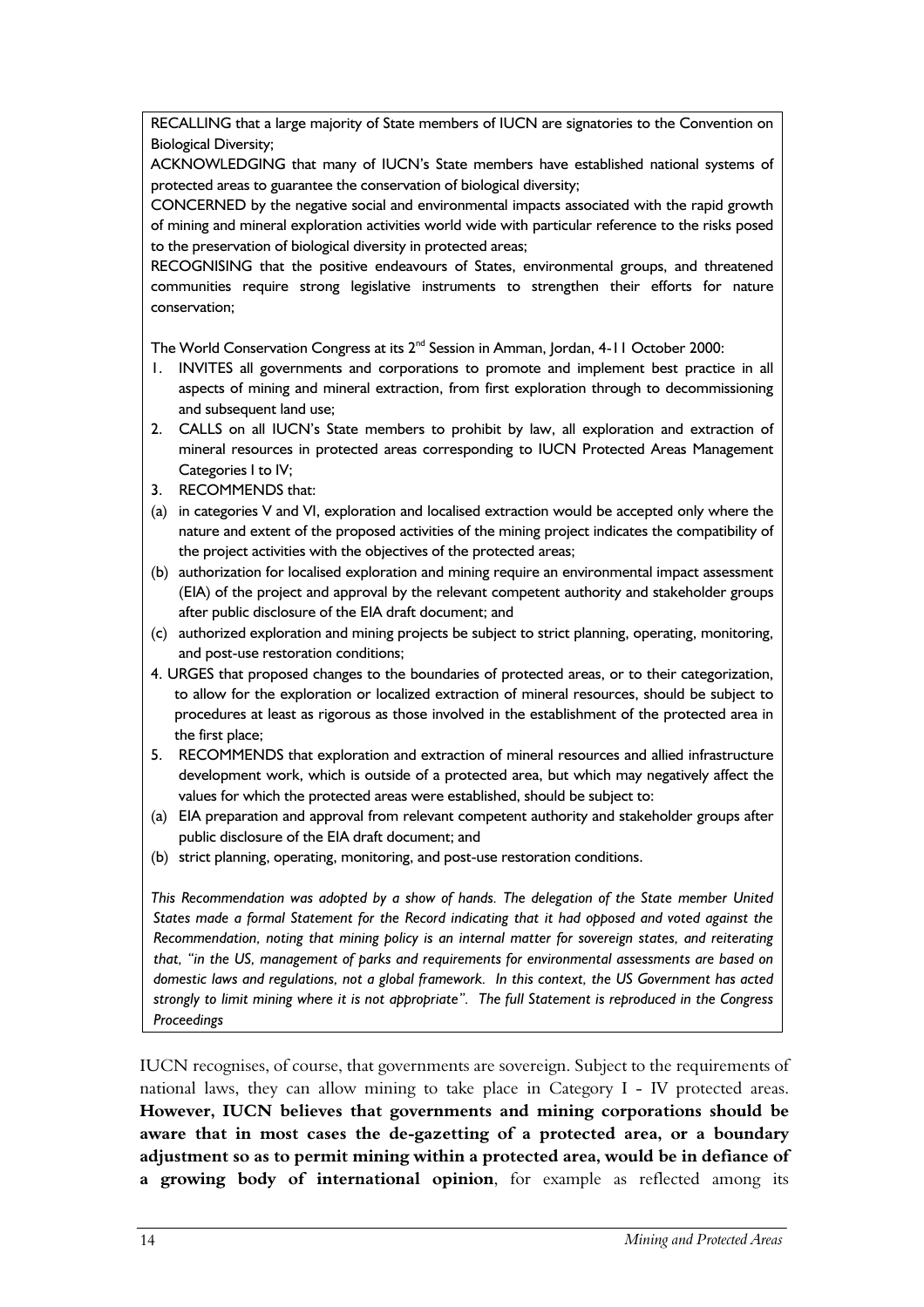RECALLING that a large majority of State members of IUCN are signatories to the Convention on Biological Diversity;

ACKNOWLEDGING that many of IUCN's State members have established national systems of protected areas to guarantee the conservation of biological diversity;

CONCERNED by the negative social and environmental impacts associated with the rapid growth of mining and mineral exploration activities world wide with particular reference to the risks posed to the preservation of biological diversity in protected areas;

RECOGNISING that the positive endeavours of States, environmental groups, and threatened communities require strong legislative instruments to strengthen their efforts for nature conservation;

The World Conservation Congress at its 2nd Session in Amman, Jordan, 4-11 October 2000:

1. INVITES all governments and corporations to promote and implement best practice in all aspects of mining and mineral extraction, from first exploration through to decommissioning and subsequent land use;
2. CALLS on all IUCN's State members to prohibit by law, all exploration and extraction of mineral resources in protected areas corresponding to IUCN Protected Areas Management Categories I to IV;
3. RECOMMENDS that:
   (a) in categories V and VI, exploration and localised extraction would be accepted only where the nature and extent of the proposed activities of the mining project indicates the compatibility of the project activities with the objectives of the protected areas;
   (b) authorization for localised exploration and mining require an environmental impact assessment (EIA) of the project and approval by the relevant competent authority and stakeholder groups after public disclosure of the EIA draft document; and
   (c) authorized exploration and mining projects be subject to strict planning, operating, monitoring, and post-use restoration conditions;
4. URGES that proposed changes to the boundaries of protected areas, or to their categorization, to allow for the exploration or localized extraction of mineral resources, should be subject to procedures at least as rigorous as those involved in the establishment of the protected area in the first place;
5. RECOMMENDS that exploration and extraction of mineral resources and allied infrastructure development work, which is outside of a protected area, but which may negatively affect the values for which the protected areas were established, should be subject to:
   (a) EIA preparation and approval from relevant competent authority and stakeholder groups after public disclosure of the EIA draft document; and
   (b) strict planning, operating, monitoring, and post-use restoration conditions.

*This Recommendation was adopted by a show of hands. The delegation of the State member United States made a formal Statement for the Record indicating that it had opposed and voted against the Recommendation, noting that mining policy is an internal matter for sovereign states, and reiterating that, "in the US, management of parks and requirements for environmental assessments are based on domestic laws and regulations, not a global framework. In this context, the US Government has acted strongly to limit mining where it is not appropriate". The full Statement is reproduced in the Congress Proceedings*

IUCN recognises, of course, that governments are sovereign. Subject to the requirements of national laws, they can allow mining to take place in Category I - IV protected areas. **However, IUCN believes that governments and mining corporations should be aware that in most cases the de-gazetting of a protected area, or a boundary adjustment so as to permit mining within a protected area, would be in defiance of a growing body of international opinion**, for example as reflected among its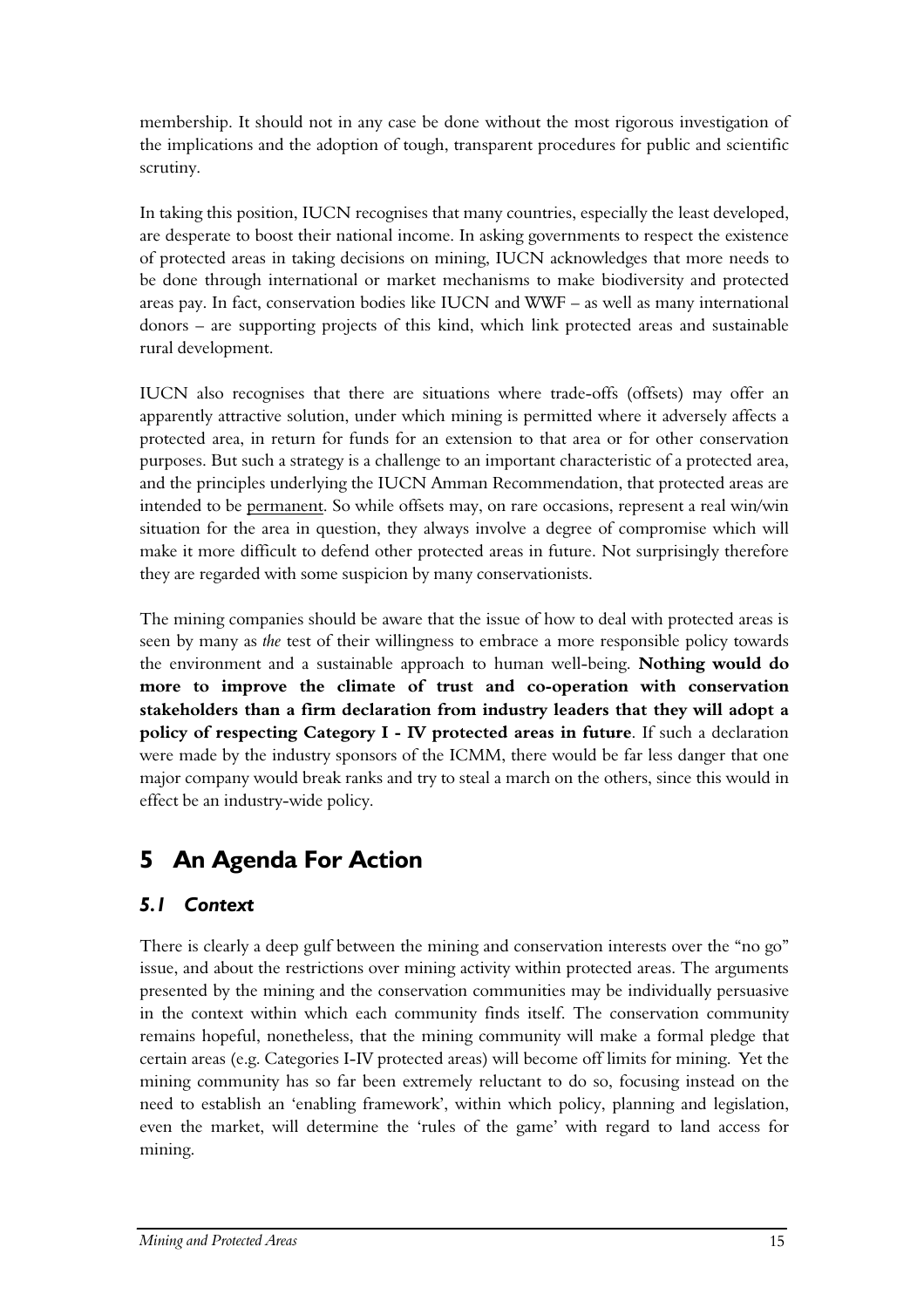membership. It should not in any case be done without the most rigorous investigation of the implications and the adoption of tough, transparent procedures for public and scientific scrutiny.

In taking this position, IUCN recognises that many countries, especially the least developed, are desperate to boost their national income. In asking governments to respect the existence of protected areas in taking decisions on mining, IUCN acknowledges that more needs to be done through international or market mechanisms to make biodiversity and protected areas pay. In fact, conservation bodies like IUCN and WWF – as well as many international donors – are supporting projects of this kind, which link protected areas and sustainable rural development.

IUCN also recognises that there are situations where trade-offs (offsets) may offer an apparently attractive solution, under which mining is permitted where it adversely affects a protected area, in return for funds for an extension to that area or for other conservation purposes. But such a strategy is a challenge to an important characteristic of a protected area, and the principles underlying the IUCN Amman Recommendation, that protected areas are intended to be permanent. So while offsets may, on rare occasions, represent a real win/win situation for the area in question, they always involve a degree of compromise which will make it more difficult to defend other protected areas in future. Not surprisingly therefore they are regarded with some suspicion by many conservationists.

The mining companies should be aware that the issue of how to deal with protected areas is seen by many as *the* test of their willingness to embrace a more responsible policy towards the environment and a sustainable approach to human well-being. **Nothing would do more to improve the climate of trust and co-operation with conservation stakeholders than a firm declaration from industry leaders that they will adopt a policy of respecting Category I - IV protected areas in future**. If such a declaration were made by the industry sponsors of the ICMM, there would be far less danger that one major company would break ranks and try to steal a march on the others, since this would in effect be an industry-wide policy.

# 5 An Agenda For Action

## *5.1 Context*

There is clearly a deep gulf between the mining and conservation interests over the "no go" issue, and about the restrictions over mining activity within protected areas. The arguments presented by the mining and the conservation communities may be individually persuasive in the context within which each community finds itself. The conservation community remains hopeful, nonetheless, that the mining community will make a formal pledge that certain areas (e.g. Categories I-IV protected areas) will become off limits for mining. Yet the mining community has so far been extremely reluctant to do so, focusing instead on the need to establish an 'enabling framework', within which policy, planning and legislation, even the market, will determine the 'rules of the game' with regard to land access for mining.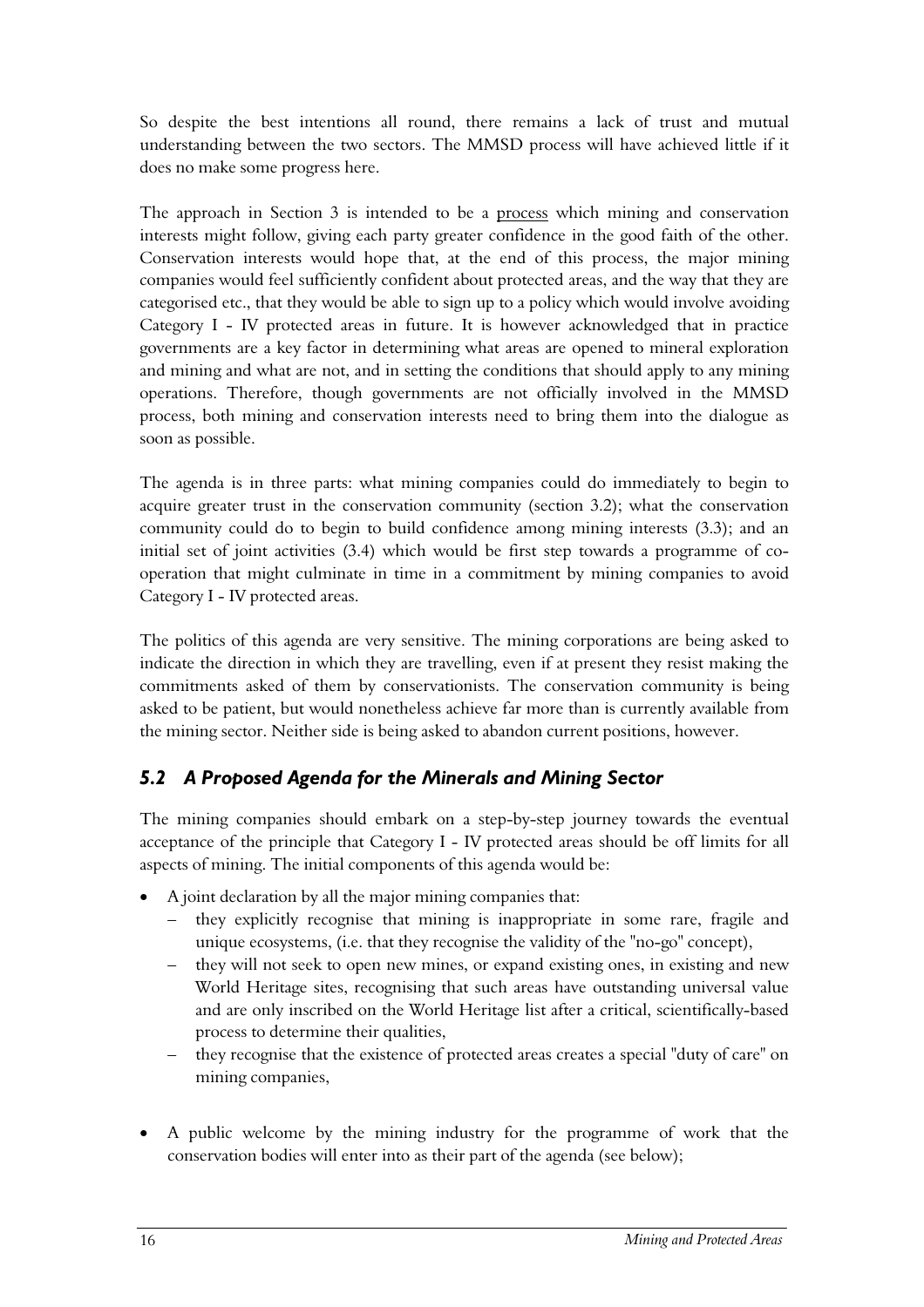So despite the best intentions all round, there remains a lack of trust and mutual understanding between the two sectors. The MMSD process will have achieved little if it does no make some progress here.

The approach in Section 3 is intended to be a <u>process</u> which mining and conservation interests might follow, giving each party greater confidence in the good faith of the other. Conservation interests would hope that, at the end of this process, the major mining companies would feel sufficiently confident about protected areas, and the way that they are categorised etc., that they would be able to sign up to a policy which would involve avoiding Category I - IV protected areas in future. It is however acknowledged that in practice governments are a key factor in determining what areas are opened to mineral exploration and mining and what are not, and in setting the conditions that should apply to any mining operations. Therefore, though governments are not officially involved in the MMSD process, both mining and conservation interests need to bring them into the dialogue as soon as possible.

The agenda is in three parts: what mining companies could do immediately to begin to acquire greater trust in the conservation community (section 3.2); what the conservation community could do to begin to build confidence among mining interests (3.3); and an initial set of joint activities (3.4) which would be first step towards a programme of co-operation that might culminate in time in a commitment by mining companies to avoid Category I - IV protected areas.

The politics of this agenda are very sensitive. The mining corporations are being asked to indicate the direction in which they are travelling, even if at present they resist making the commitments asked of them by conservationists. The conservation community is being asked to be patient, but would nonetheless achieve far more than is currently available from the mining sector. Neither side is being asked to abandon current positions, however.

## *5.2 A Proposed Agenda for the Minerals and Mining Sector*

The mining companies should embark on a step-by-step journey towards the eventual acceptance of the principle that Category I - IV protected areas should be off limits for all aspects of mining. The initial components of this agenda would be:

- A joint declaration by all the major mining companies that:
  - they explicitly recognise that mining is inappropriate in some rare, fragile and unique ecosystems, (i.e. that they recognise the validity of the "no-go" concept),
  - they will not seek to open new mines, or expand existing ones, in existing and new World Heritage sites, recognising that such areas have outstanding universal value and are only inscribed on the World Heritage list after a critical, scientifically-based process to determine their qualities,
  - they recognise that the existence of protected areas creates a special "duty of care" on mining companies,
- A public welcome by the mining industry for the programme of work that the conservation bodies will enter into as their part of the agenda (see below);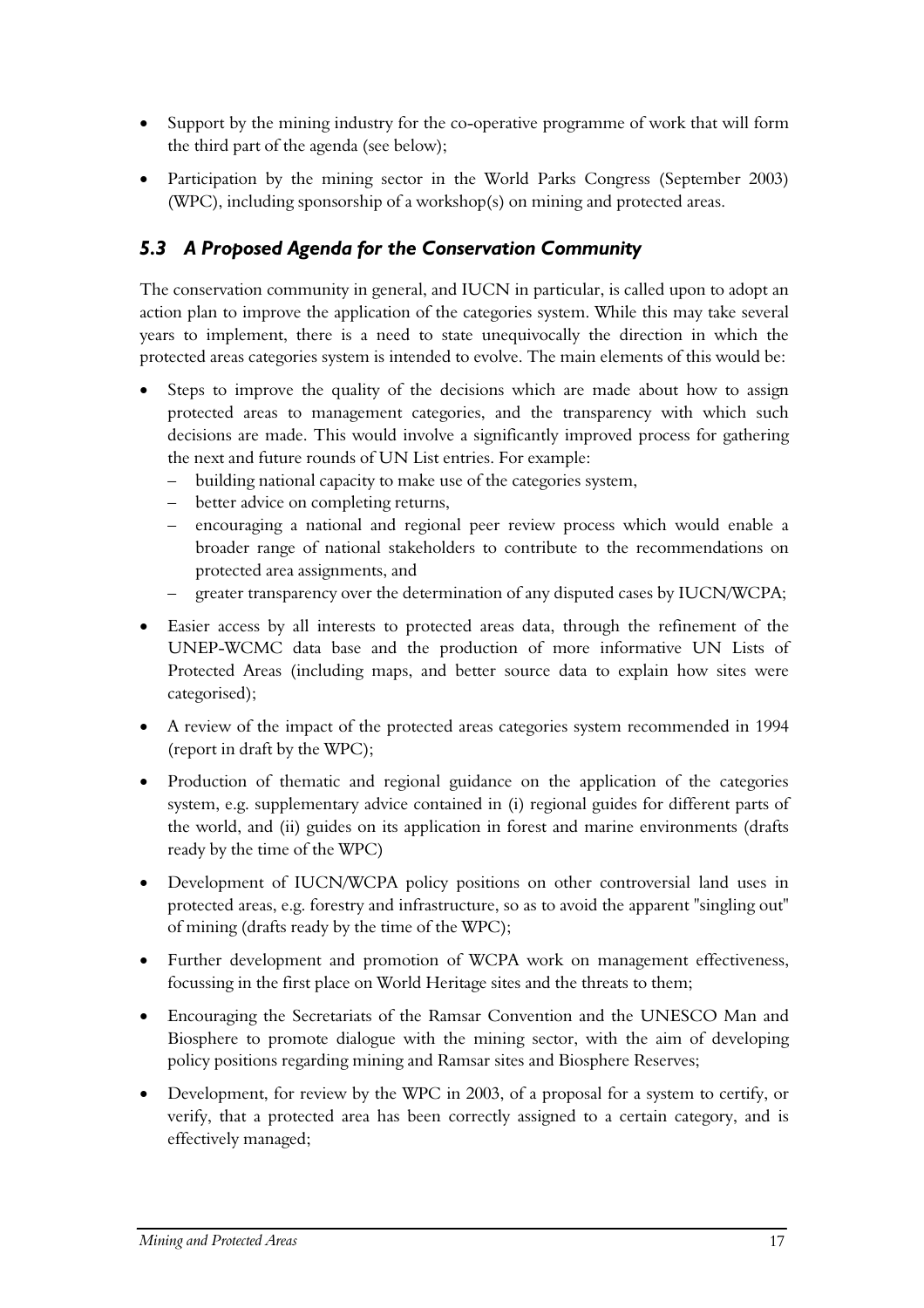- Support by the mining industry for the co-operative programme of work that will form the third part of the agenda (see below);
- Participation by the mining sector in the World Parks Congress (September 2003) (WPC), including sponsorship of a workshop(s) on mining and protected areas.

### *5.3 A Proposed Agenda for the Conservation Community*

The conservation community in general, and IUCN in particular, is called upon to adopt an action plan to improve the application of the categories system. While this may take several years to implement, there is a need to state unequivocally the direction in which the protected areas categories system is intended to evolve. The main elements of this would be:

- Steps to improve the quality of the decisions which are made about how to assign protected areas to management categories, and the transparency with which such decisions are made. This would involve a significantly improved process for gathering the next and future rounds of UN List entries. For example:
  - building national capacity to make use of the categories system,
  - better advice on completing returns,
  - encouraging a national and regional peer review process which would enable a broader range of national stakeholders to contribute to the recommendations on protected area assignments, and
  - greater transparency over the determination of any disputed cases by IUCN/WCPA;
- Easier access by all interests to protected areas data, through the refinement of the UNEP-WCMC data base and the production of more informative UN Lists of Protected Areas (including maps, and better source data to explain how sites were categorised);
- A review of the impact of the protected areas categories system recommended in 1994 (report in draft by the WPC);
- Production of thematic and regional guidance on the application of the categories system, e.g. supplementary advice contained in (i) regional guides for different parts of the world, and (ii) guides on its application in forest and marine environments (drafts ready by the time of the WPC)
- Development of IUCN/WCPA policy positions on other controversial land uses in protected areas, e.g. forestry and infrastructure, so as to avoid the apparent "singling out" of mining (drafts ready by the time of the WPC);
- Further development and promotion of WCPA work on management effectiveness, focussing in the first place on World Heritage sites and the threats to them;
- Encouraging the Secretariats of the Ramsar Convention and the UNESCO Man and Biosphere to promote dialogue with the mining sector, with the aim of developing policy positions regarding mining and Ramsar sites and Biosphere Reserves;
- Development, for review by the WPC in 2003, of a proposal for a system to certify, or verify, that a protected area has been correctly assigned to a certain category, and is effectively managed;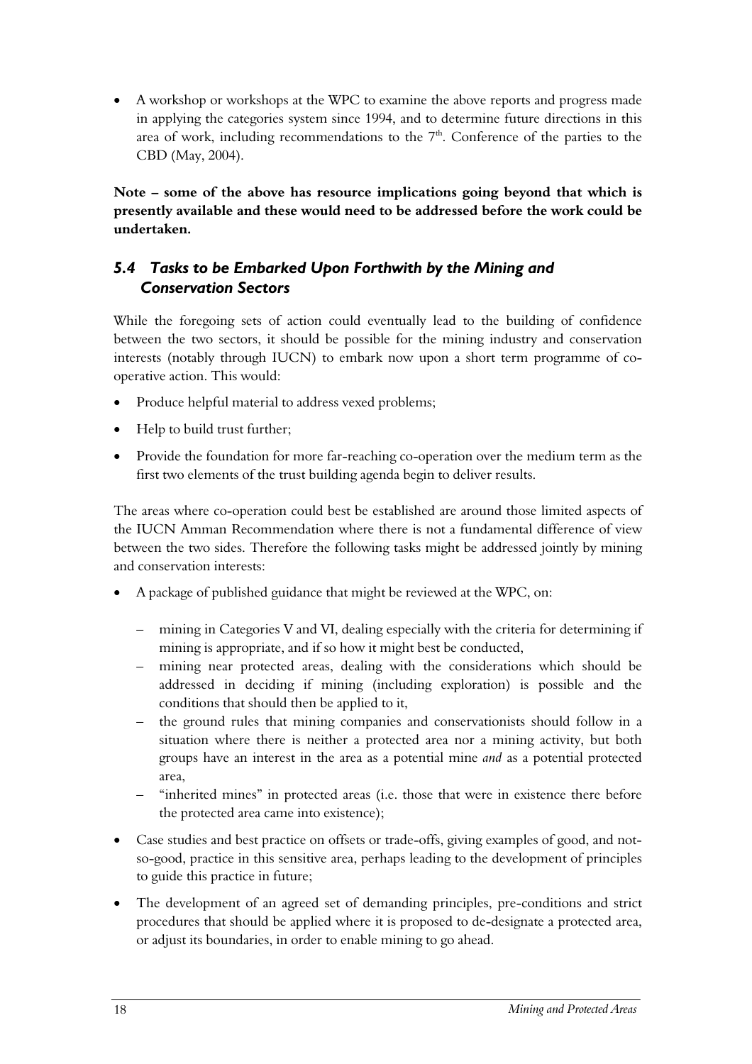- A workshop or workshops at the WPC to examine the above reports and progress made in applying the categories system since 1994, and to determine future directions in this area of work, including recommendations to the 7th. Conference of the parties to the CBD (May, 2004).

**Note – some of the above has resource implications going beyond that which is presently available and these would need to be addressed before the work could be undertaken.**

## *5.4 Tasks to be Embarked Upon Forthwith by the Mining and Conservation Sectors*

While the foregoing sets of action could eventually lead to the building of confidence between the two sectors, it should be possible for the mining industry and conservation interests (notably through IUCN) to embark now upon a short term programme of co-operative action. This would:

- Produce helpful material to address vexed problems;
- Help to build trust further;
- Provide the foundation for more far-reaching co-operation over the medium term as the first two elements of the trust building agenda begin to deliver results.

The areas where co-operation could best be established are around those limited aspects of the IUCN Amman Recommendation where there is not a fundamental difference of view between the two sides. Therefore the following tasks might be addressed jointly by mining and conservation interests:

- A package of published guidance that might be reviewed at the WPC, on:
  - mining in Categories V and VI, dealing especially with the criteria for determining if mining is appropriate, and if so how it might best be conducted,
  - mining near protected areas, dealing with the considerations which should be addressed in deciding if mining (including exploration) is possible and the conditions that should then be applied to it,
  - the ground rules that mining companies and conservationists should follow in a situation where there is neither a protected area nor a mining activity, but both groups have an interest in the area as a potential mine *and* as a potential protected area,
  - "inherited mines" in protected areas (i.e. those that were in existence there before the protected area came into existence);
- Case studies and best practice on offsets or trade-offs, giving examples of good, and not-so-good, practice in this sensitive area, perhaps leading to the development of principles to guide this practice in future;
- The development of an agreed set of demanding principles, pre-conditions and strict procedures that should be applied where it is proposed to de-designate a protected area, or adjust its boundaries, in order to enable mining to go ahead.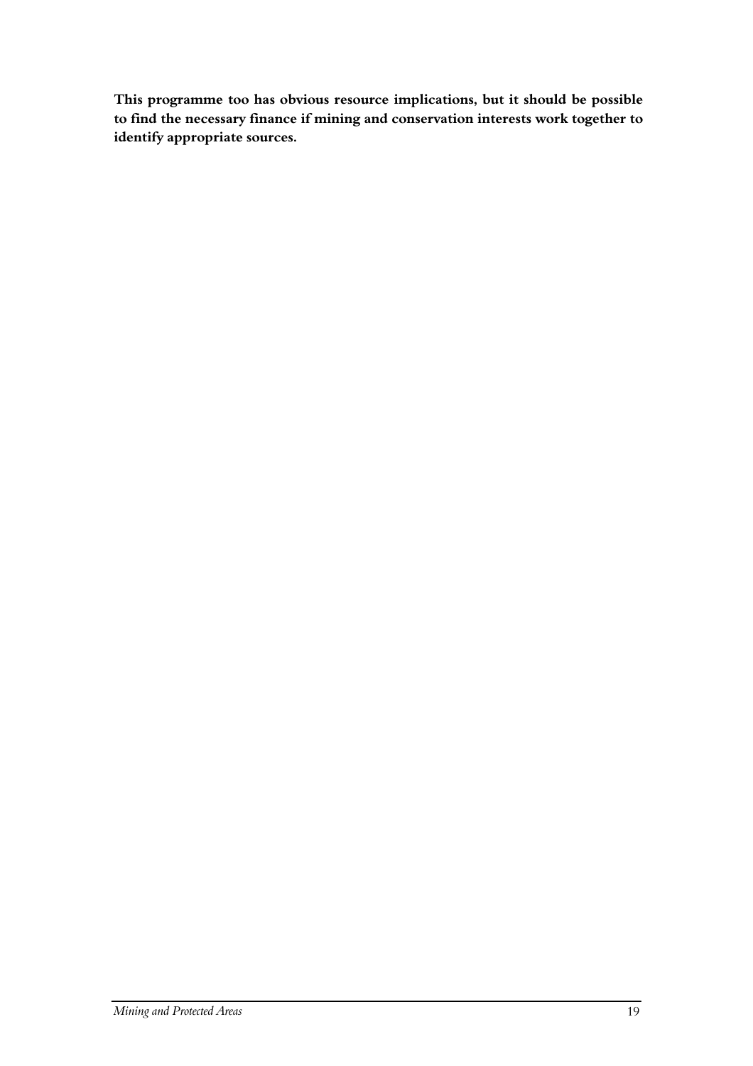**This programme too has obvious resource implications, but it should be possible to find the necessary finance if mining and conservation interests work together to identify appropriate sources.**